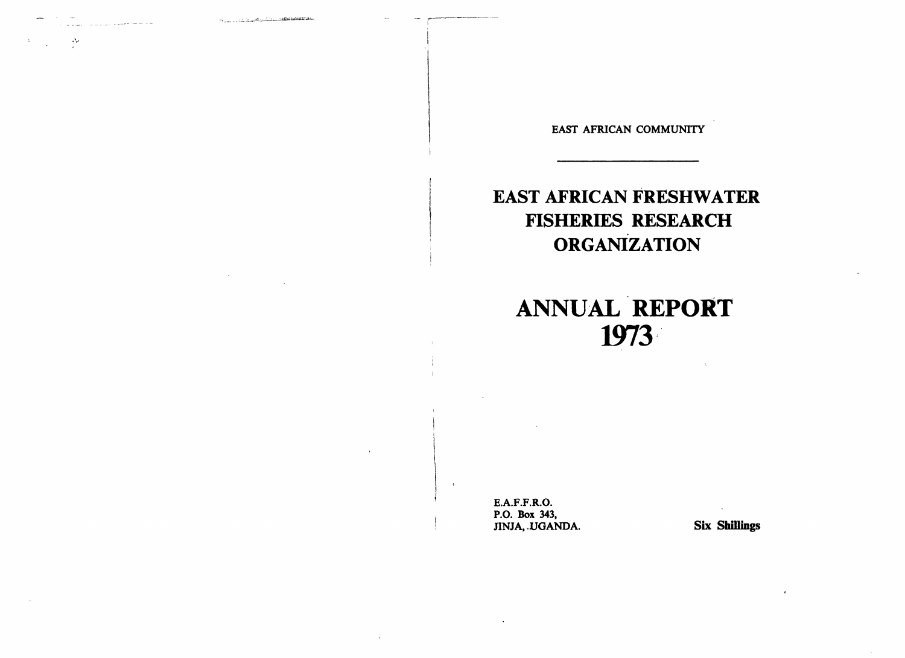EAST AFRICAN COMMUNITY

# EAST AFRICAN FRESHWATER FISHERIES RESEARCH ORGANIZATION

# ANNUAL REPORT 1973

**E.A.F.F.R.O.**
**P.O. Box 343,**
**JINJA, UGANDA.**

**Six Shillings**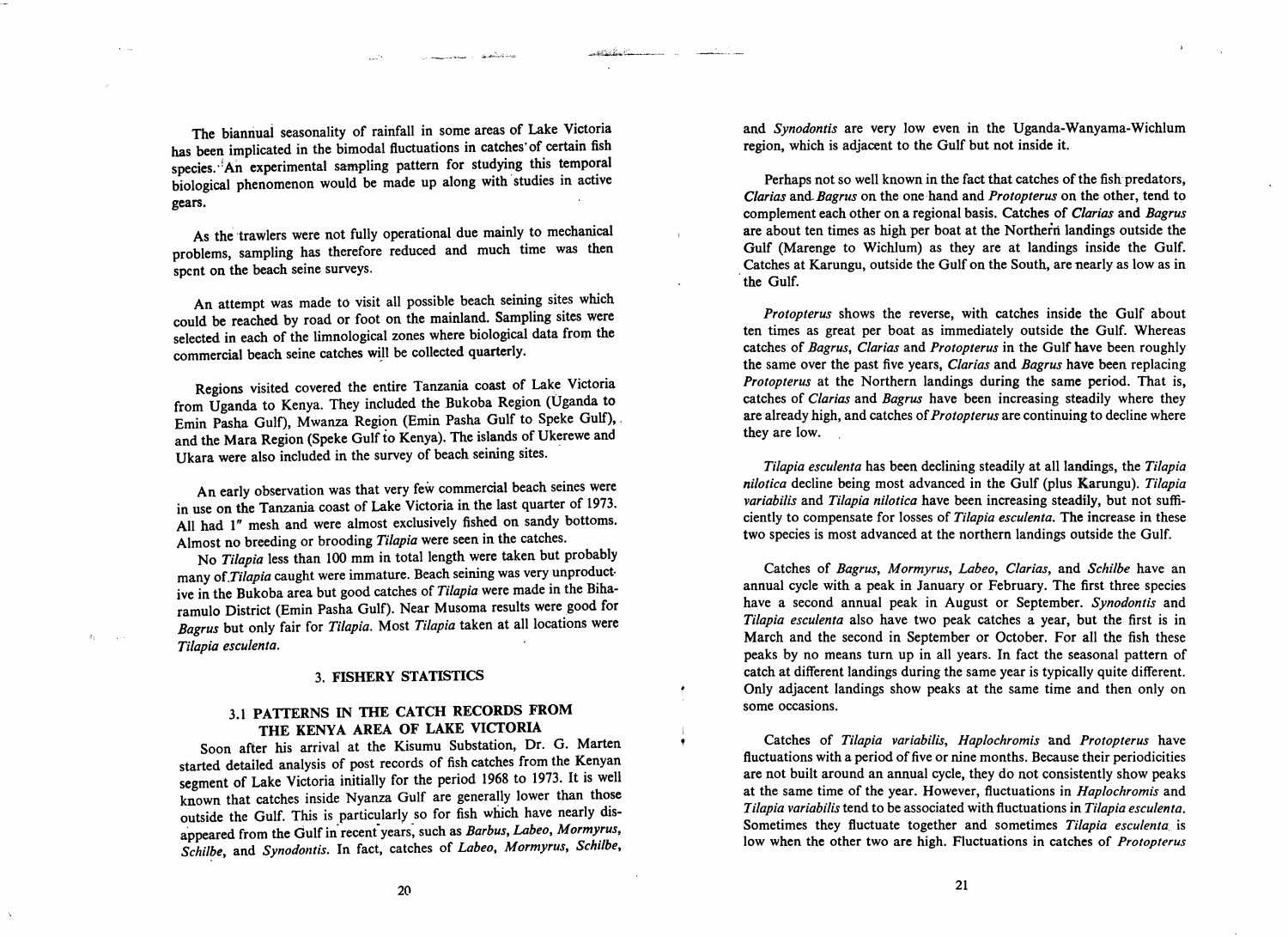The biannual seasonality of rainfall in some areas of Lake Victoria has been implicated in the bimodal fluctuations in catches of certain fish species. An experimental sampling pattern for studying this temporal biological phenomenon would be made up along with studies in active gears.

As the trawlers were not fully operational due mainly to mechanical problems, sampling has therefore reduced and much time was then spent on the beach seine surveys.

An attempt was made to visit all possible beach seining sites which could be reached by road or foot on the mainland. Sampling sites were selected in each of the limnological zones where biological data from the commercial beach seine catches will be collected quarterly.

Regions visited covered the entire Tanzania coast of Lake Victoria from Uganda to Kenya. They included the Bukoba Region (Uganda to Emin Pasha Gulf), Mwanza Region (Emin Pasha Gulf to Speke Gulf), and the Mara Region (Speke Gulf to Kenya). The islands of Ukerewe and Ukara were also included in the survey of beach seining sites.

An early observation was that very few commercial beach seines were in use on the Tanzania coast of Lake Victoria in the last quarter of 1973. All had 1" mesh and were almost exclusively fished on sandy bottoms. Almost no breeding or brooding *Tilapia* were seen in the catches.

No *Tilapia* less than 100 mm in total length were taken but probably many of *Tilapia* caught were immature. Beach seining was very unproductive in the Bukoba area but good catches of *Tilapia* were made in the Biharamulo District (Emin Pasha Gulf). Near Musoma results were good for *Bagrus* but only fair for *Tilapia*. Most *Tilapia* taken at all locations were *Tilapia esculenta*.

## 3. FISHERY STATISTICS

### 3.1 PATTERNS IN THE CATCH RECORDS FROM THE KENYA AREA OF LAKE VICTORIA

Soon after his arrival at the Kisumu Substation, Dr. G. Marten started detailed analysis of post records of fish catches from the Kenyan segment of Lake Victoria initially for the period 1968 to 1973. It is well known that catches inside Nyanza Gulf are generally lower than those outside the Gulf. This is particularly so for fish which have nearly disappeared from the Gulf in recent years, such as *Barbus*, *Labeo*, *Mormyrus*, *Schilbe*, and *Synodontis*. In fact, catches of *Labeo*, *Mormyrus*, *Schilbe*, and *Synodontis* are very low even in the Uganda-Wanyama-Wichlum region, which is adjacent to the Gulf but not inside it.

Perhaps not so well known in the fact that catches of the fish predators, *Clarias* and *Bagrus* on the one hand and *Protopterus* on the other, tend to complement each other on a regional basis. Catches of *Clarias* and *Bagrus* are about ten times as high per boat at the Northern landings outside the Gulf (Marenge to Wichlum) as they are at landings inside the Gulf. Catches at Karungu, outside the Gulf on the South, are nearly as low as in the Gulf.

*Protopterus* shows the reverse, with catches inside the Gulf about ten times as great per boat as immediately outside the Gulf. Whereas catches of *Bagrus*, *Clarias* and *Protopterus* in the Gulf have been roughly the same over the past five years, *Clarias* and *Bagrus* have been replacing *Protopterus* at the Northern landings during the same period. That is, catches of *Clarias* and *Bagrus* have been increasing steadily where they are already high, and catches of *Protopterus* are continuing to decline where they are low.

*Tilapia esculenta* has been declining steadily at all landings, the *Tilapia nilotica* decline being most advanced in the Gulf (plus Karungu). *Tilapia variabilis* and *Tilapia nilotica* have been increasing steadily, but not sufficiently to compensate for losses of *Tilapia esculenta*. The increase in these two species is most advanced at the northern landings outside the Gulf.

Catches of *Bagrus*, *Mormyrus*, *Labeo*, *Clarias*, and *Schilbe* have an annual cycle with a peak in January or February. The first three species have a second annual peak in August or September. *Synodontis* and *Tilapia esculenta* also have two peak catches a year, but the first is in March and the second in September or October. For all the fish these peaks by no means turn up in all years. In fact the seasonal pattern of catch at different landings during the same year is typically quite different. Only adjacent landings show peaks at the same time and then only on some occasions.

Catches of *Tilapia variabilis*, *Haplochromis* and *Protopterus* have fluctuations with a period of five or nine months. Because their periodicities are not built around an annual cycle, they do not consistently show peaks at the same time of the year. However, fluctuations in *Haplochromis* and *Tilapia variabilis* tend to be associated with fluctuations in *Tilapia esculenta*. Sometimes they fluctuate together and sometimes *Tilapia esculenta* is low when the other two are high. Fluctuations in catches of *Protopterus*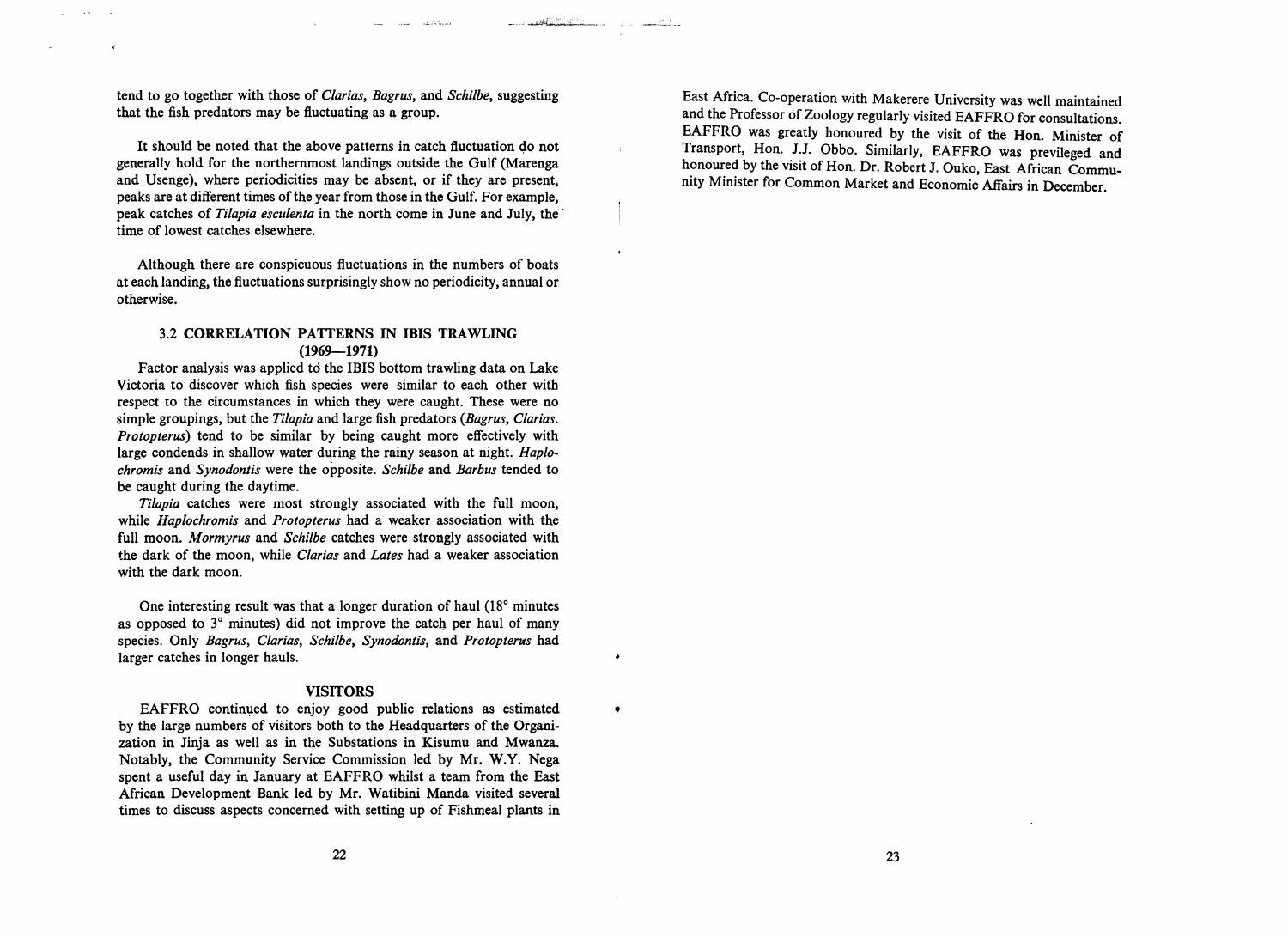tend to go together with those of *Clarias*, *Bagrus*, and *Schilbe*, suggesting that the fish predators may be fluctuating as a group.

It should be noted that the above patterns in catch fluctuation do not generally hold for the northernmost landings outside the Gulf (Marenga and Usenge), where periodicities may be absent, or if they are present, peaks are at different times of the year from those in the Gulf. For example, peak catches of *Tilapia esculenta* in the north come in June and July, the time of lowest catches elsewhere.

Although there are conspicuous fluctuations in the numbers of boats at each landing, the fluctuations surprisingly show no periodicity, annual or otherwise.

### 3.2 CORRELATION PATTERNS IN IBIS TRAWLING (1969—1971)

Factor analysis was applied to the IBIS bottom trawling data on Lake Victoria to discover which fish species were similar to each other with respect to the circumstances in which they were caught. These were no simple groupings, but the *Tilapia* and large fish predators (*Bagrus, Clarias. Protopterus*) tend to be similar by being caught more effectively with large condends in shallow water during the rainy season at night. *Haplochromis* and *Synodontis* were the opposite. *Schilbe* and *Barbus* tended to be caught during the daytime.

*Tilapia* catches were most strongly associated with the full moon, while *Haplochromis* and *Protopterus* had a weaker association with the full moon. *Mormyrus* and *Schilbe* catches were strongly associated with the dark of the moon, while *Clarias* and *Lates* had a weaker association with the dark moon.

One interesting result was that a longer duration of haul (18° minutes as opposed to 3° minutes) did not improve the catch per haul of many species. Only *Bagrus, Clarias, Schilbe, Synodontis*, and *Protopterus* had larger catches in longer hauls.

## VISITORS

EAFFRO continued to enjoy good public relations as estimated by the large numbers of visitors both to the Headquarters of the Organization in Jinja as well as in the Substations in Kisumu and Mwanza. Notably, the Community Service Commission led by Mr. W.Y. Nega spent a useful day in January at EAFFRO whilst a team from the East African Development Bank led by Mr. Watibini Manda visited several times to discuss aspects concerned with setting up of Fishmeal plants in East Africa. Co-operation with Makerere University was well maintained and the Professor of Zoology regularly visited EAFFRO for consultations. EAFFRO was greatly honoured by the visit of the Hon. Minister of Transport, Hon. J.J. Obbo. Similarly, EAFFRO was previleged and honoured by the visit of Hon. Dr. Robert J. Ouko, East African Community Minister for Common Market and Economic Affairs in December.